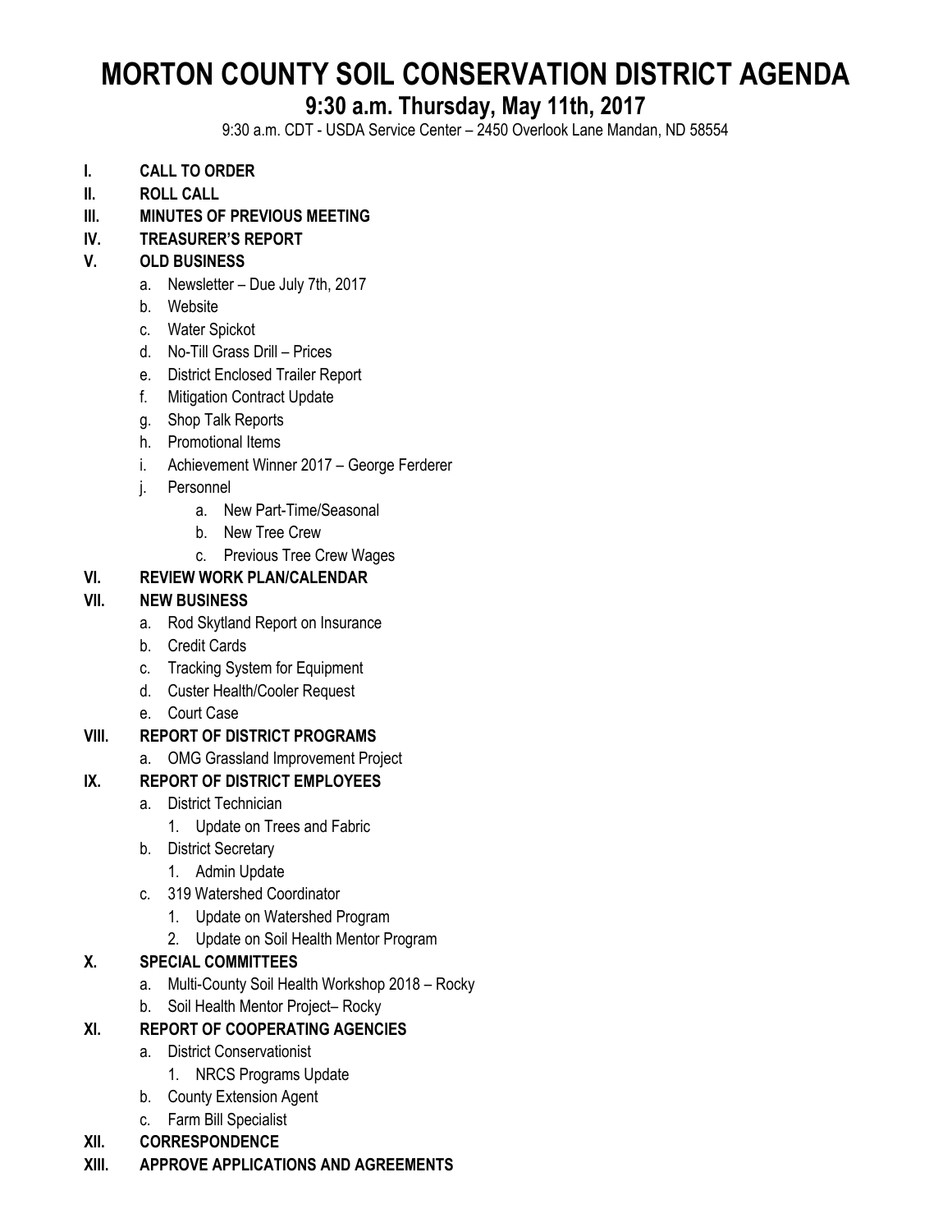# MORTON COUNTY SOIL CONSERVATION DISTRICT AGENDA

## 9:30 a.m. Thursday, May 11th, 2017

9:30 a.m. CDT - USDA Service Center – 2450 Overlook Lane Mandan, ND 58554

**I. CALL TO ORDER**

**II. ROLL CALL**

**III. MINUTES OF PREVIOUS MEETING**

**IV. TREASURER'S REPORT**

**V. OLD BUSINESS**

- a. Newsletter – Due July 7th, 2017
- b. Website
- c. Water Spickot
- d. No-Till Grass Drill – Prices
- e. District Enclosed Trailer Report
- f. Mitigation Contract Update
- g. Shop Talk Reports
- h. Promotional Items
- i. Achievement Winner 2017 – George Ferderer
- j. Personnel
    - a. New Part-Time/Seasonal
    - b. New Tree Crew
    - c. Previous Tree Crew Wages

**VI. REVIEW WORK PLAN/CALENDAR**

**VII. NEW BUSINESS**

- a. Rod Skytland Report on Insurance
- b. Credit Cards
- c. Tracking System for Equipment
- d. Custer Health/Cooler Request
- e. Court Case

**VIII. REPORT OF DISTRICT PROGRAMS**

- a. OMG Grassland Improvement Project

**IX. REPORT OF DISTRICT EMPLOYEES**

- a. District Technician
    1. Update on Trees and Fabric
- b. District Secretary
    1. Admin Update
- c. 319 Watershed Coordinator
    1. Update on Watershed Program
    2. Update on Soil Health Mentor Program

**X. SPECIAL COMMITTEES**

- a. Multi-County Soil Health Workshop 2018 – Rocky
- b. Soil Health Mentor Project– Rocky

**XI. REPORT OF COOPERATING AGENCIES**

- a. District Conservationist
    1. NRCS Programs Update
- b. County Extension Agent
- c. Farm Bill Specialist

**XII. CORRESPONDENCE**

**XIII. APPROVE APPLICATIONS AND AGREEMENTS**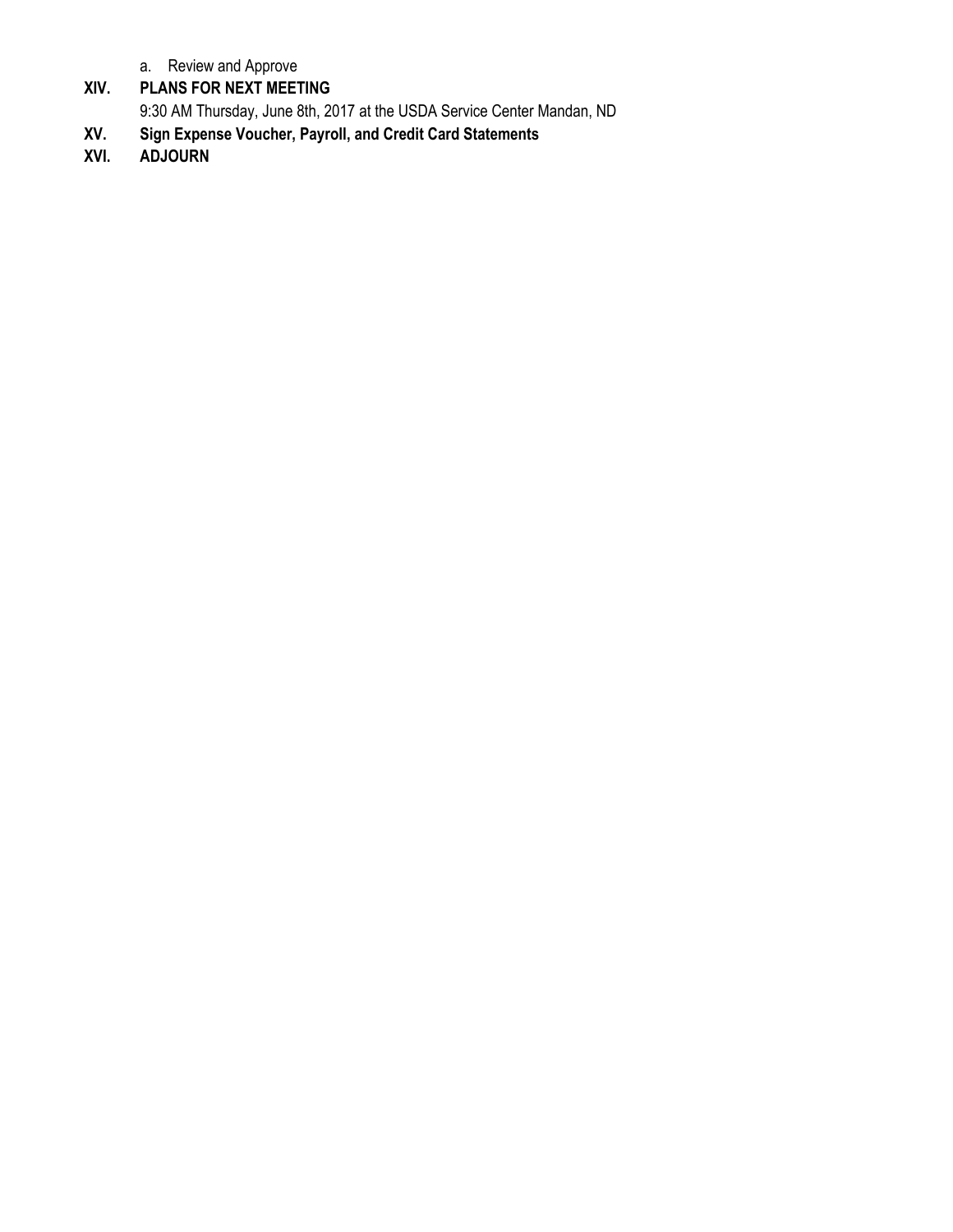a. Review and Approve

**XIV. PLANS FOR NEXT MEETING**

9:30 AM Thursday, June 8th, 2017 at the USDA Service Center Mandan, ND

**XV. Sign Expense Voucher, Payroll, and Credit Card Statements**

**XVI. ADJOURN**